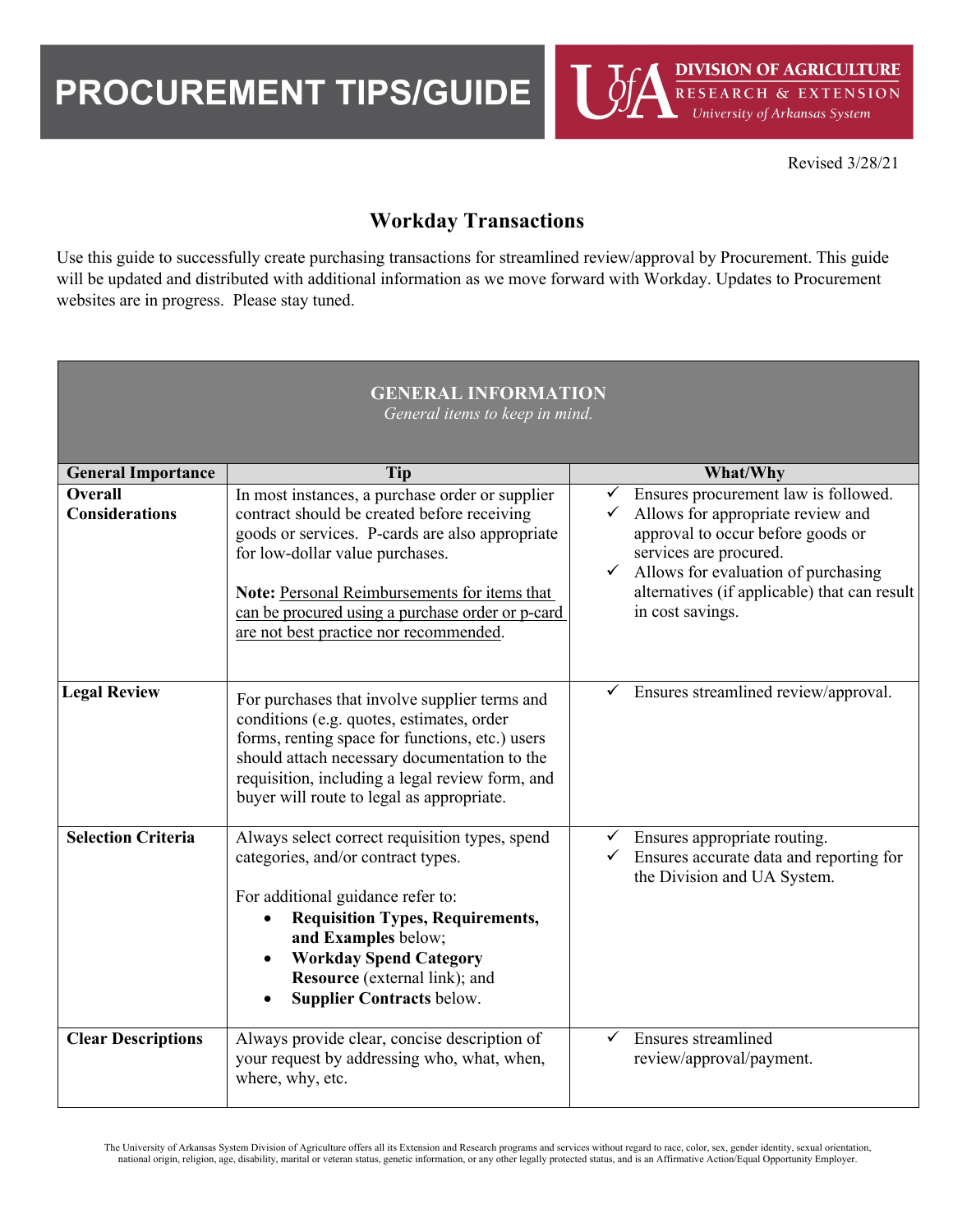# PROCUREMENT TIPS/GUIDE

DIVISION OF AGRICULTURE
RESEARCH & EXTENSION
University of Arkansas System

Revised 3/28/21

## Workday Transactions

Use this guide to successfully create purchasing transactions for streamlined review/approval by Procurement. This guide will be updated and distributed with additional information as we move forward with Workday. Updates to Procurement websites are in progress. Please stay tuned.

**GENERAL INFORMATION**
*General items to keep in mind.*

| General Importance | Tip | What/Why |
|---|---|---|
| **Overall Considerations** | In most instances, a purchase order or supplier contract should be created before receiving goods or services. P-cards are also appropriate for low-dollar value purchases.<br><br>**Note:** Personal Reimbursements for items that can be procured using a purchase order or p-card are not best practice nor recommended. | ✓ Ensures procurement law is followed.<br>✓ Allows for appropriate review and approval to occur before goods or services are procured.<br>✓ Allows for evaluation of purchasing alternatives (if applicable) that can result in cost savings. |
| **Legal Review** | For purchases that involve supplier terms and conditions (e.g. quotes, estimates, order forms, renting space for functions, etc.) users should attach necessary documentation to the requisition, including a legal review form, and buyer will route to legal as appropriate. | ✓ Ensures streamlined review/approval. |
| **Selection Criteria** | Always select correct requisition types, spend categories, and/or contract types.<br><br>For additional guidance refer to:<br>• **Requisition Types, Requirements, and Examples** below;<br>• **Workday Spend Category Resource** (external link); and<br>• **Supplier Contracts** below. | ✓ Ensures appropriate routing.<br>✓ Ensures accurate data and reporting for the Division and UA System. |
| **Clear Descriptions** | Always provide clear, concise description of your request by addressing who, what, when, where, why, etc. | ✓ Ensures streamlined review/approval/payment. |

The University of Arkansas System Division of Agriculture offers all its Extension and Research programs and services without regard to race, color, sex, gender identity, sexual orientation, national origin, religion, age, disability, marital or veteran status, genetic information, or any other legally protected status, and is an Affirmative Action/Equal Opportunity Employer.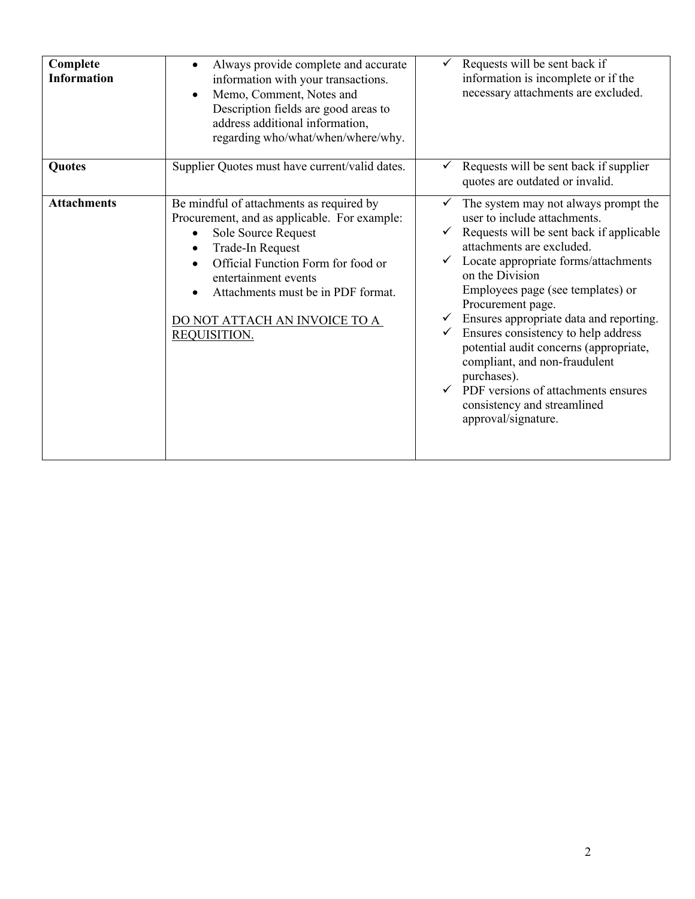| | | |
|---|---|---|
| **Complete Information** | • Always provide complete and accurate information with your transactions.<br>• Memo, Comment, Notes and Description fields are good areas to address additional information, regarding who/what/when/where/why. | ✓ Requests will be sent back if information is incomplete or if the necessary attachments are excluded. |
| **Quotes** | Supplier Quotes must have current/valid dates. | ✓ Requests will be sent back if supplier quotes are outdated or invalid. |
| **Attachments** | Be mindful of attachments as required by Procurement, and as applicable. For example:<br>• Sole Source Request<br>• Trade-In Request<br>• Official Function Form for food or entertainment events<br>• Attachments must be in PDF format.<br><br><u>DO NOT ATTACH AN INVOICE TO A REQUISITION.</u> | ✓ The system may not always prompt the user to include attachments.<br>✓ Requests will be sent back if applicable attachments are excluded.<br>✓ Locate appropriate forms/attachments on the Division Employees page (see templates) or Procurement page.<br>✓ Ensures appropriate data and reporting.<br>✓ Ensures consistency to help address potential audit concerns (appropriate, compliant, and non-fraudulent purchases).<br>✓ PDF versions of attachments ensures consistency and streamlined approval/signature. |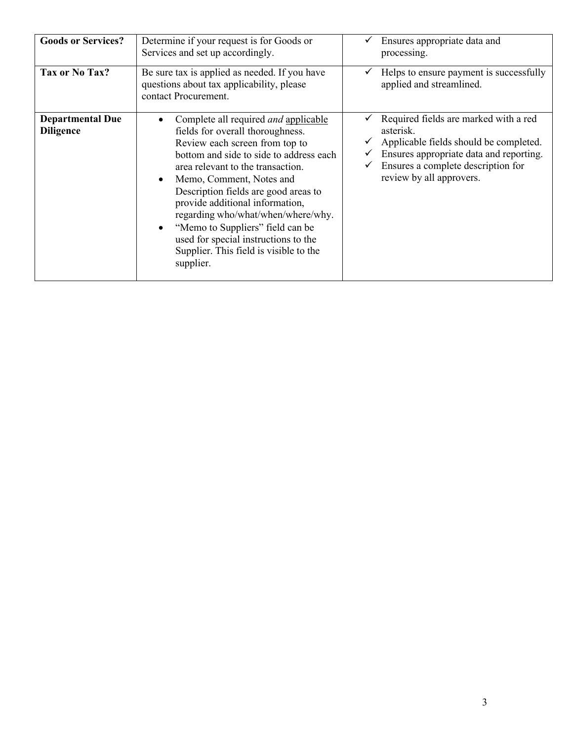| | | |
|---|---|---|
| **Goods or Services?** | Determine if your request is for Goods or Services and set up accordingly. | ✓ Ensures appropriate data and processing. |
| **Tax or No Tax?** | Be sure tax is applied as needed. If you have questions about tax applicability, please contact Procurement. | ✓ Helps to ensure payment is successfully applied and streamlined. |
| **Departmental Due Diligence** | • Complete all required *and* applicable fields for overall thoroughness. Review each screen from top to bottom and side to side to address each area relevant to the transaction.<br>• Memo, Comment, Notes and Description fields are good areas to provide additional information, regarding who/what/when/where/why.<br>• "Memo to Suppliers" field can be used for special instructions to the Supplier. This field is visible to the supplier. | ✓ Required fields are marked with a red asterisk.<br>✓ Applicable fields should be completed.<br>✓ Ensures appropriate data and reporting.<br>✓ Ensures a complete description for review by all approvers. |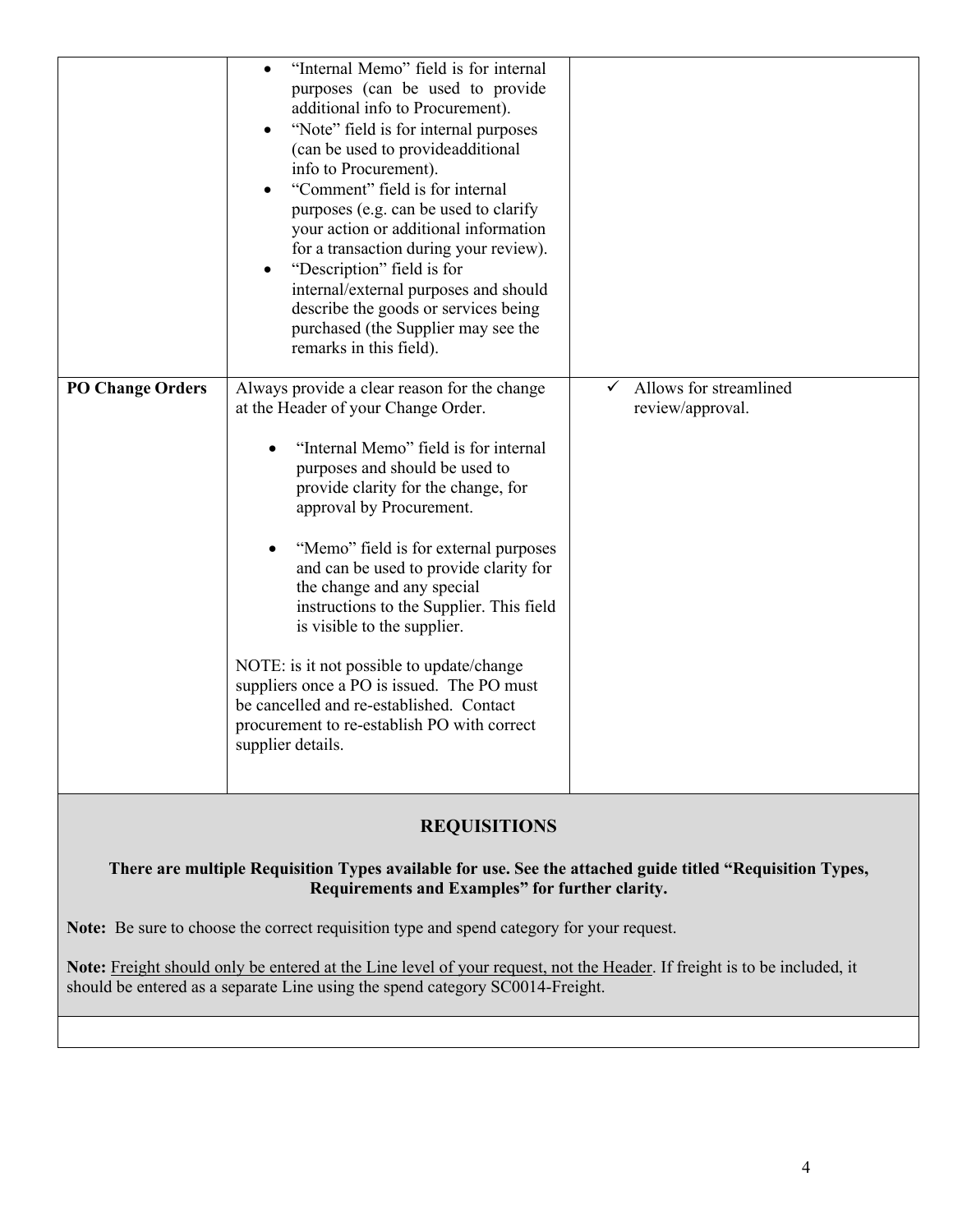| | | |
|---|---|---|
| | • "Internal Memo" field is for internal purposes (can be used to provide additional info to Procurement).<br>• "Note" field is for internal purposes (can be used to provideadditional info to Procurement).<br>• "Comment" field is for internal purposes (e.g. can be used to clarify your action or additional information for a transaction during your review).<br>• "Description" field is for internal/external purposes and should describe the goods or services being purchased (the Supplier may see the remarks in this field). | |
| **PO Change Orders** | Always provide a clear reason for the change at the Header of your Change Order.<br><br>• "Internal Memo" field is for internal purposes and should be used to provide clarity for the change, for approval by Procurement.<br><br>• "Memo" field is for external purposes and can be used to provide clarity for the change and any special instructions to the Supplier. This field is visible to the supplier.<br><br>NOTE: is it not possible to update/change suppliers once a PO is issued. The PO must be cancelled and re-established. Contact procurement to re-establish PO with correct supplier details. | ✓ Allows for streamlined review/approval. |

## REQUISITIONS

**There are multiple Requisition Types available for use. See the attached guide titled "Requisition Types, Requirements and Examples" for further clarity.**

**Note:** Be sure to choose the correct requisition type and spend category for your request.

**Note:** <u>Freight should only be entered at the Line level of your request, not the Header</u>. If freight is to be included, it should be entered as a separate Line using the spend category SC0014-Freight.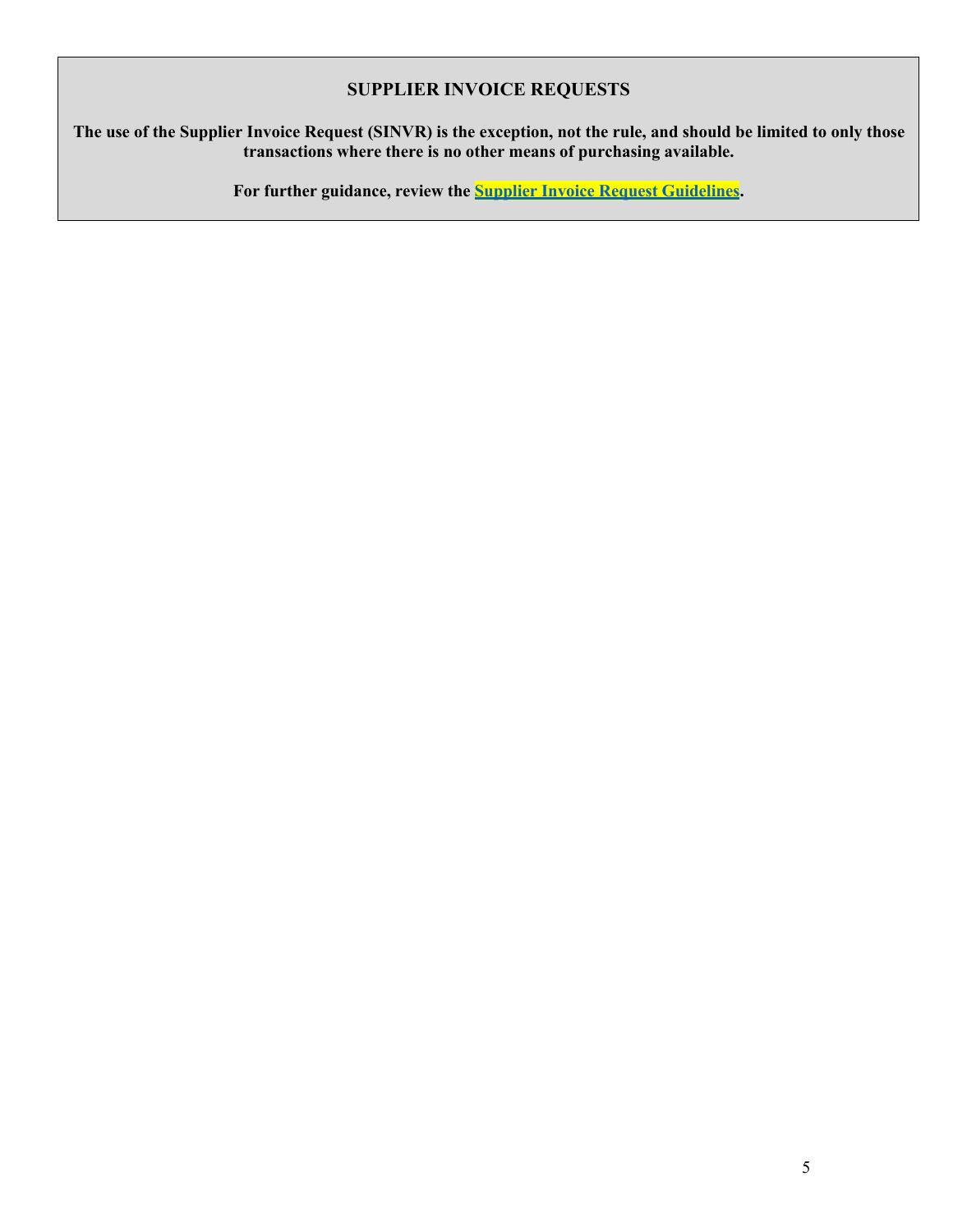## SUPPLIER INVOICE REQUESTS

**The use of the Supplier Invoice Request (SINVR) is the exception, not the rule, and should be limited to only those transactions where there is no other means of purchasing available.**

**For further guidance, review the Supplier Invoice Request Guidelines.**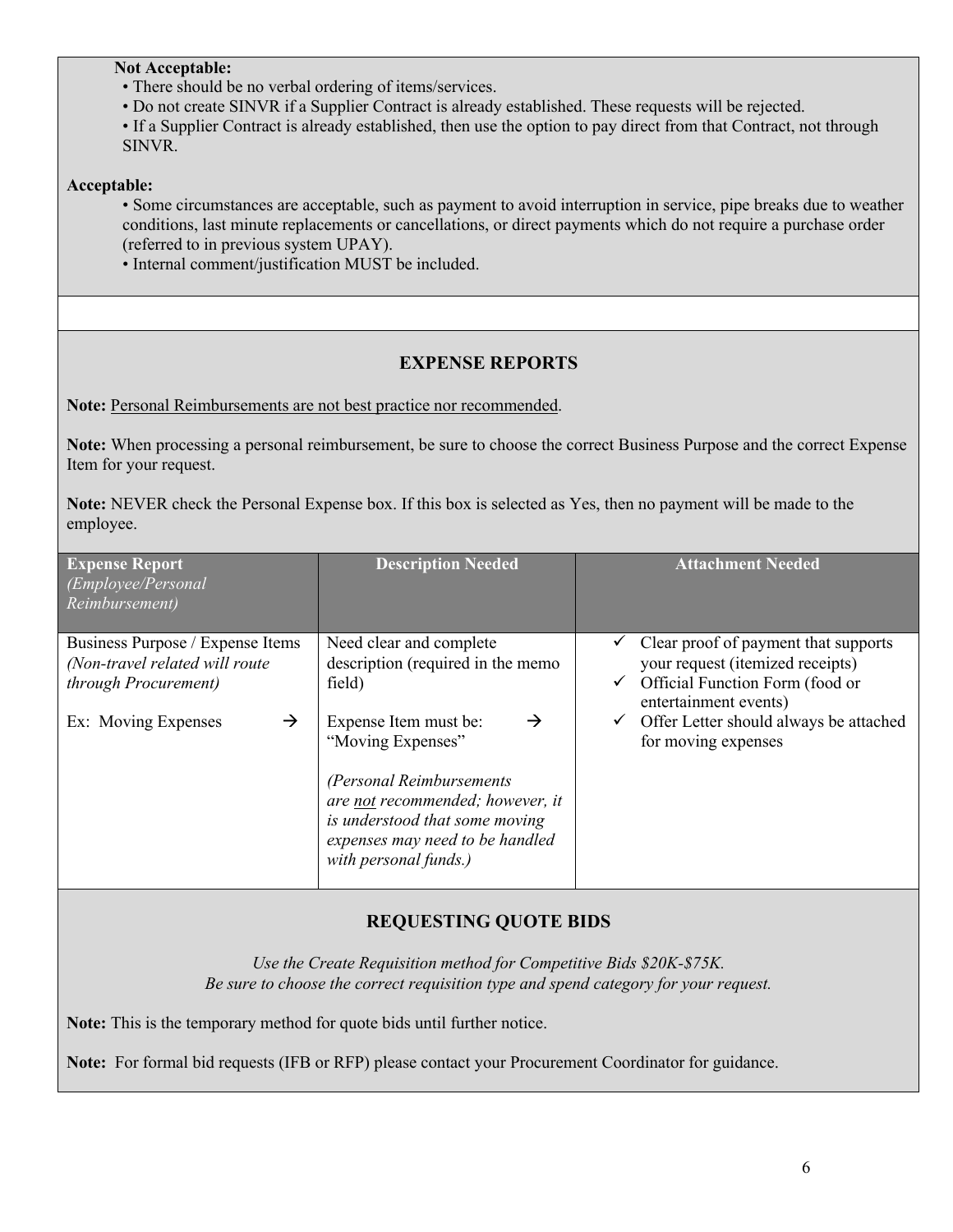**Not Acceptable:**

- There should be no verbal ordering of items/services.
- Do not create SINVR if a Supplier Contract is already established. These requests will be rejected.
- If a Supplier Contract is already established, then use the option to pay direct from that Contract, not through SINVR.

**Acceptable:**

- Some circumstances are acceptable, such as payment to avoid interruption in service, pipe breaks due to weather conditions, last minute replacements or cancellations, or direct payments which do not require a purchase order (referred to in previous system UPAY).
- Internal comment/justification MUST be included.

## EXPENSE REPORTS

**Note:** Personal Reimbursements are not best practice nor recommended.

**Note:** When processing a personal reimbursement, be sure to choose the correct Business Purpose and the correct Expense Item for your request.

**Note:** NEVER check the Personal Expense box. If this box is selected as Yes, then no payment will be made to the employee.

| **Expense Report** *(Employee/Personal Reimbursement)* | **Description Needed** | **Attachment Needed** |
|---|---|---|
| Business Purpose / Expense Items *(Non-travel related will route through Procurement)*<br><br>Ex: Moving Expenses → | Need clear and complete description (required in the memo field)<br><br>Expense Item must be: → "Moving Expenses"<br><br>*(Personal Reimbursements are not recommended; however, it is understood that some moving expenses may need to be handled with personal funds.)* | ✓ Clear proof of payment that supports your request (itemized receipts)<br>✓ Official Function Form (food or entertainment events)<br>✓ Offer Letter should always be attached for moving expenses |

## REQUESTING QUOTE BIDS

*Use the Create Requisition method for Competitive Bids $20K-$75K.*
*Be sure to choose the correct requisition type and spend category for your request.*

**Note:** This is the temporary method for quote bids until further notice.

**Note:** For formal bid requests (IFB or RFP) please contact your Procurement Coordinator for guidance.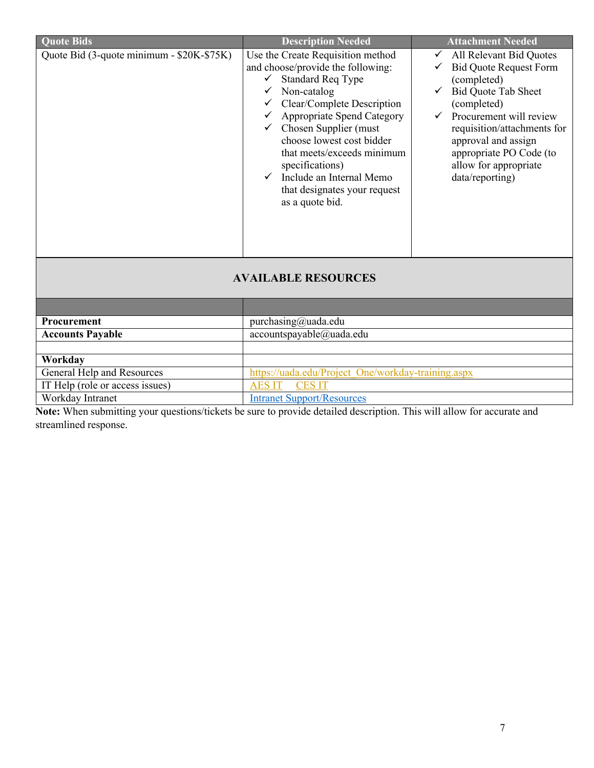| Quote Bids | Description Needed | Attachment Needed |
|---|---|---|
| Quote Bid (3-quote minimum - $20K-$75K) | Use the Create Requisition method and choose/provide the following:<br>✓ Standard Req Type<br>✓ Non-catalog<br>✓ Clear/Complete Description<br>✓ Appropriate Spend Category<br>✓ Chosen Supplier (must choose lowest cost bidder that meets/exceeds minimum specifications)<br>✓ Include an Internal Memo that designates your request as a quote bid. | ✓ All Relevant Bid Quotes<br>✓ Bid Quote Request Form (completed)<br>✓ Bid Quote Tab Sheet (completed)<br>✓ Procurement will review requisition/attachments for approval and assign appropriate PO Code (to allow for appropriate data/reporting) |

## AVAILABLE RESOURCES

| | |
|---|---|
| **Procurement** | purchasing@uada.edu |
| **Accounts Payable** | accountspayable@uada.edu |
| | |
| **Workday** | |
| General Help and Resources | https://uada.edu/Project_One/workday-training.aspx |
| IT Help (role or access issues) | AES IT CES IT |
| Workday Intranet | Intranet Support/Resources |

**Note:** When submitting your questions/tickets be sure to provide detailed description. This will allow for accurate and streamlined response.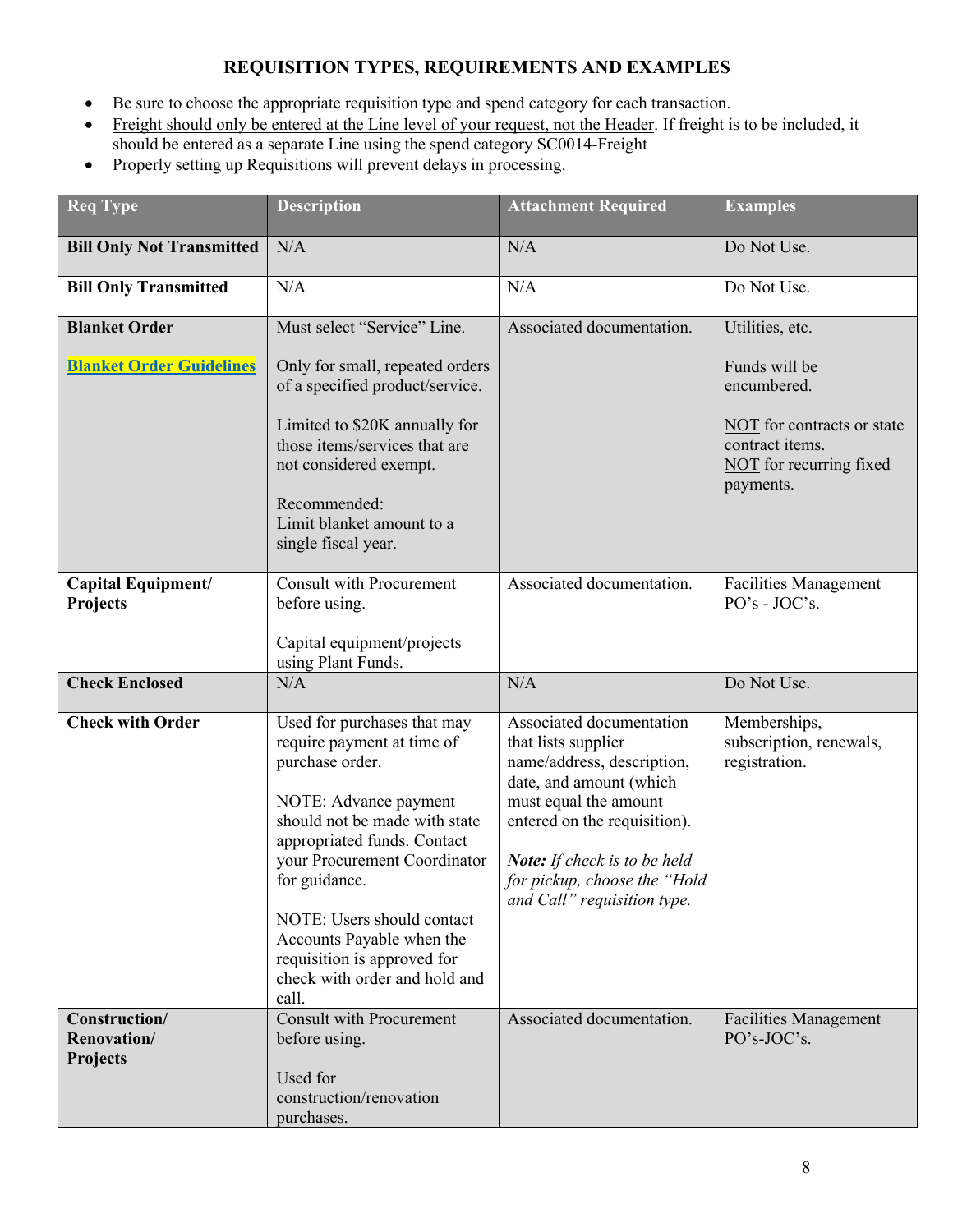## REQUISITION TYPES, REQUIREMENTS AND EXAMPLES

- Be sure to choose the appropriate requisition type and spend category for each transaction.
- Freight should only be entered at the Line level of your request, not the Header. If freight is to be included, it should be entered as a separate Line using the spend category SC0014-Freight
- Properly setting up Requisitions will prevent delays in processing.

| Req Type | Description | Attachment Required | Examples |
|---|---|---|---|
| **Bill Only Not Transmitted** | N/A | N/A | Do Not Use. |
| **Bill Only Transmitted** | N/A | N/A | Do Not Use. |
| **Blanket Order**<br><br>**Blanket Order Guidelines** | Must select "Service" Line.<br><br>Only for small, repeated orders of a specified product/service.<br><br>Limited to $20K annually for those items/services that are not considered exempt.<br><br>Recommended:<br>Limit blanket amount to a single fiscal year. | Associated documentation. | Utilities, etc.<br><br>Funds will be encumbered.<br><br>NOT for contracts or state contract items.<br>NOT for recurring fixed payments. |
| **Capital Equipment/ Projects** | Consult with Procurement before using.<br><br>Capital equipment/projects using Plant Funds. | Associated documentation. | Facilities Management PO's - JOC's. |
| **Check Enclosed** | N/A | N/A | Do Not Use. |
| **Check with Order** | Used for purchases that may require payment at time of purchase order.<br><br>NOTE: Advance payment should not be made with state appropriated funds. Contact your Procurement Coordinator for guidance.<br><br>NOTE: Users should contact Accounts Payable when the requisition is approved for check with order and hold and call. | Associated documentation that lists supplier name/address, description, date, and amount (which must equal the amount entered on the requisition).<br><br>***Note:*** *If check is to be held for pickup, choose the "Hold and Call" requisition type.* | Memberships, subscription, renewals, registration. |
| **Construction/ Renovation/ Projects** | Consult with Procurement before using.<br><br>Used for construction/renovation purchases. | Associated documentation. | Facilities Management PO's-JOC's. |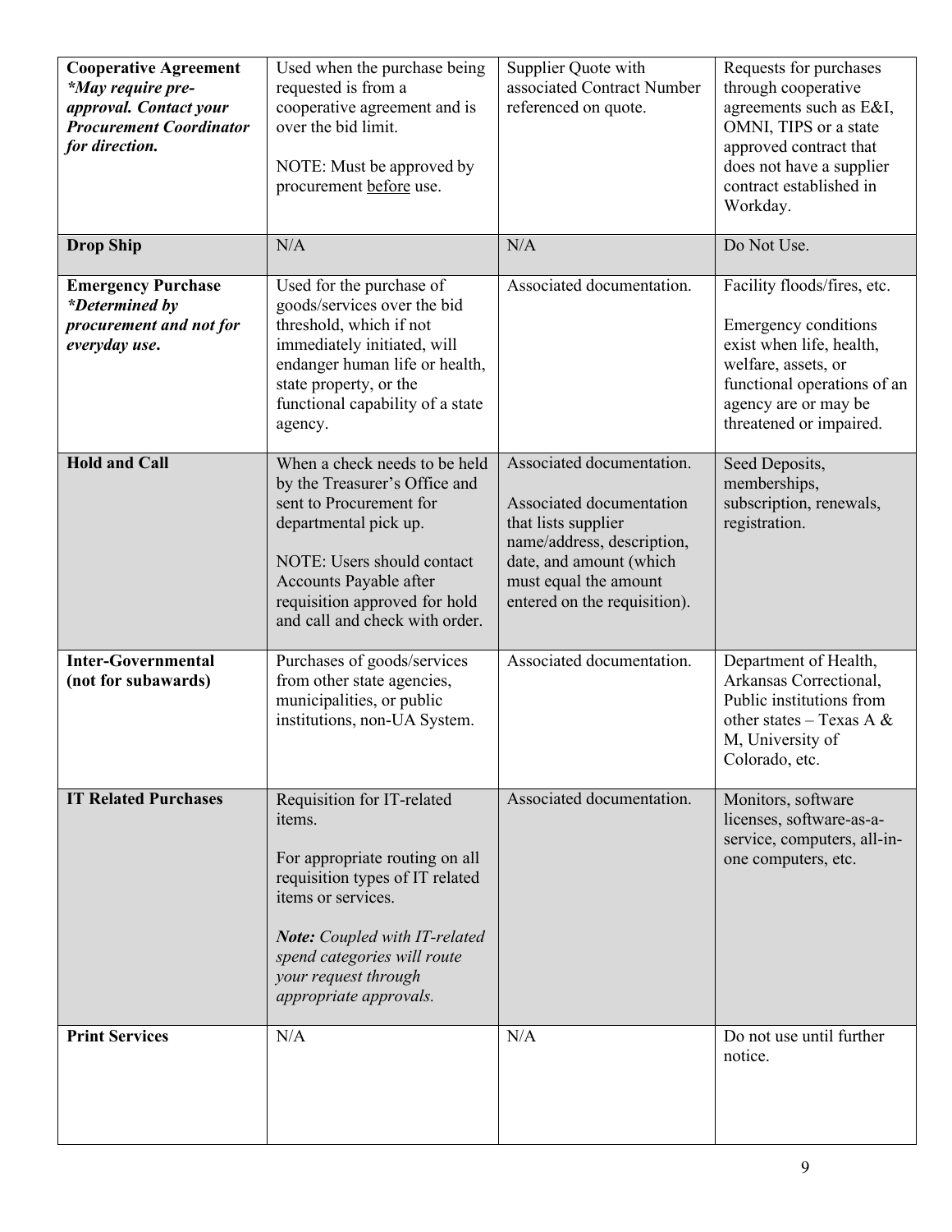| **Cooperative Agreement** ***\*May require pre-approval. Contact your Procurement Coordinator for direction.*** | Used when the purchase being requested is from a cooperative agreement and is over the bid limit.<br><br>NOTE: Must be approved by procurement <u>before</u> use. | Supplier Quote with associated Contract Number referenced on quote. | Requests for purchases through cooperative agreements such as E&I, OMNI, TIPS or a state approved contract that does not have a supplier contract established in Workday. |
|---|---|---|---|
| **Drop Ship** | N/A | N/A | Do Not Use. |
| **Emergency Purchase** ***\*Determined by procurement and not for everyday use.*** | Used for the purchase of goods/services over the bid threshold, which if not immediately initiated, will endanger human life or health, state property, or the functional capability of a state agency. | Associated documentation. | Facility floods/fires, etc.<br><br>Emergency conditions exist when life, health, welfare, assets, or functional operations of an agency are or may be threatened or impaired. |
| **Hold and Call** | When a check needs to be held by the Treasurer's Office and sent to Procurement for departmental pick up.<br><br>NOTE: Users should contact Accounts Payable after requisition approved for hold and call and check with order. | Associated documentation.<br><br>Associated documentation that lists supplier name/address, description, date, and amount (which must equal the amount entered on the requisition). | Seed Deposits, memberships, subscription, renewals, registration. |
| **Inter-Governmental (not for subawards)** | Purchases of goods/services from other state agencies, municipalities, or public institutions, non-UA System. | Associated documentation. | Department of Health, Arkansas Correctional, Public institutions from other states – Texas A & M, University of Colorado, etc. |
| **IT Related Purchases** | Requisition for IT-related items.<br><br>For appropriate routing on all requisition types of IT related items or services.<br><br>***Note:*** *Coupled with IT-related spend categories will route your request through appropriate approvals.* | Associated documentation. | Monitors, software licenses, software-as-a-service, computers, all-in-one computers, etc. |
| **Print Services** | N/A | N/A | Do not use until further notice. |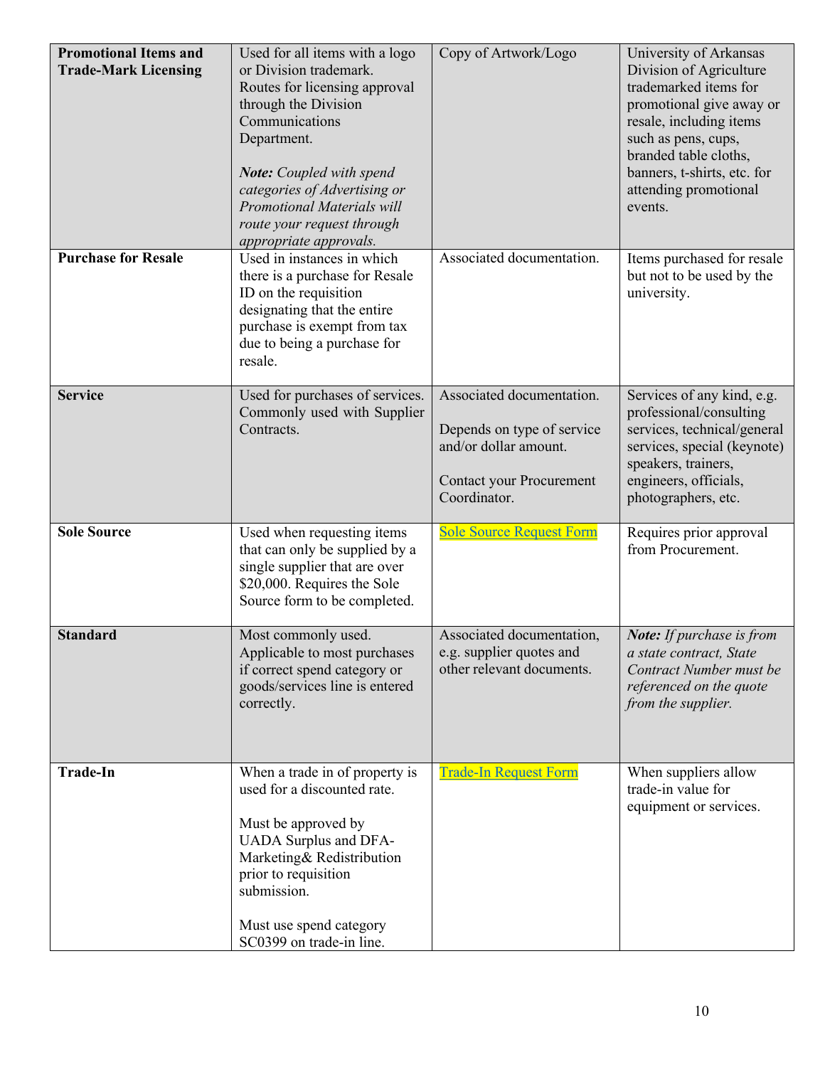| | | | |
|---|---|---|---|
| **Promotional Items and Trade-Mark Licensing** | Used for all items with a logo or Division trademark. Routes for licensing approval through the Division Communications Department. ***Note:*** *Coupled with spend categories of Advertising or Promotional Materials will route your request through appropriate approvals.* | Copy of Artwork/Logo | University of Arkansas Division of Agriculture trademarked items for promotional give away or resale, including items such as pens, cups, branded table cloths, banners, t-shirts, etc. for attending promotional events. |
| **Purchase for Resale** | Used in instances in which there is a purchase for Resale ID on the requisition designating that the entire purchase is exempt from tax due to being a purchase for resale. | Associated documentation. | Items purchased for resale but not to be used by the university. |
| **Service** | Used for purchases of services. Commonly used with Supplier Contracts. | Associated documentation. Depends on type of service and/or dollar amount. Contact your Procurement Coordinator. | Services of any kind, e.g. professional/consulting services, technical/general services, special (keynote) speakers, trainers, engineers, officials, photographers, etc. |
| **Sole Source** | Used when requesting items that can only be supplied by a single supplier that are over $20,000. Requires the Sole Source form to be completed. | Sole Source Request Form | Requires prior approval from Procurement. |
| **Standard** | Most commonly used. Applicable to most purchases if correct spend category or goods/services line is entered correctly. | Associated documentation, e.g. supplier quotes and other relevant documents. | ***Note:*** *If purchase is from a state contract, State Contract Number must be referenced on the quote from the supplier.* |
| **Trade-In** | When a trade in of property is used for a discounted rate. Must be approved by UADA Surplus and DFA-Marketing& Redistribution prior to requisition submission. Must use spend category SC0399 on trade-in line. | Trade-In Request Form | When suppliers allow trade-in value for equipment or services. |